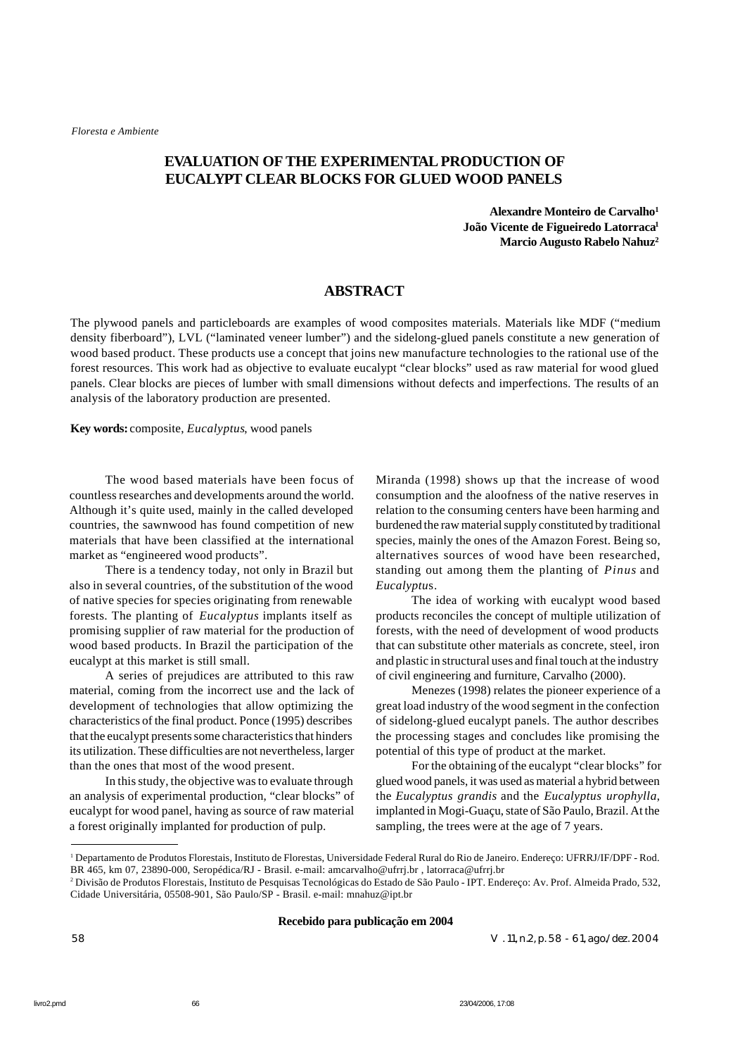# EVALUATION OF THE EXPERIMENTAL PRODUCTION OF EUCALYPT CLEAR BLOCKS FOR GLUED WOOD PANELS

**Alexandre Monteiro de Carvalho**[1]
**João Vicente de Figueiredo Latorraca**[1]
**Marcio Augusto Rabelo Nahuz**[2]

## ABSTRACT

The plywood panels and particleboards are examples of wood composites materials. Materials like MDF ("medium density fiberboard"), LVL ("laminated veneer lumber") and the sidelong-glued panels constitute a new generation of wood based product. These products use a concept that joins new manufacture technologies to the rational use of the forest resources. This work had as objective to evaluate eucalypt "clear blocks" used as raw material for wood glued panels. Clear blocks are pieces of lumber with small dimensions without defects and imperfections. The results of an analysis of the laboratory production are presented.

**Key words:** composite, *Eucalyptus*, wood panels

The wood based materials have been focus of countless researches and developments around the world. Although it's quite used, mainly in the called developed countries, the sawnwood has found competition of new materials that have been classified at the international market as "engineered wood products".

There is a tendency today, not only in Brazil but also in several countries, of the substitution of the wood of native species for species originating from renewable forests. The planting of *Eucalyptus* implants itself as promising supplier of raw material for the production of wood based products. In Brazil the participation of the eucalypt at this market is still small.

A series of prejudices are attributed to this raw material, coming from the incorrect use and the lack of development of technologies that allow optimizing the characteristics of the final product. Ponce (1995) describes that the eucalypt presents some characteristics that hinders its utilization. These difficulties are not nevertheless, larger than the ones that most of the wood present.

In this study, the objective was to evaluate through an analysis of experimental production, "clear blocks" of eucalypt for wood panel, having as source of raw material a forest originally implanted for production of pulp.

Miranda (1998) shows up that the increase of wood consumption and the aloofness of the native reserves in relation to the consuming centers have been harming and burdened the raw material supply constituted by traditional species, mainly the ones of the Amazon Forest. Being so, alternatives sources of wood have been researched, standing out among them the planting of *Pinus* and *Eucalyptu*s.

The idea of working with eucalypt wood based products reconciles the concept of multiple utilization of forests, with the need of development of wood products that can substitute other materials as concrete, steel, iron and plastic in structural uses and final touch at the industry of civil engineering and furniture, Carvalho (2000).

Menezes (1998) relates the pioneer experience of a great load industry of the wood segment in the confection of sidelong-glued eucalypt panels. The author describes the processing stages and concludes like promising the potential of this type of product at the market.

For the obtaining of the eucalypt "clear blocks" for glued wood panels, it was used as material a hybrid between the *Eucalyptus grandis* and the *Eucalyptus urophylla*, implanted in Mogi-Guaçu, state of São Paulo, Brazil. At the sampling, the trees were at the age of 7 years.

---

[1] Departamento de Produtos Florestais, Instituto de Florestas, Universidade Federal Rural do Rio de Janeiro. Endereço: UFRRJ/IF/DPF - Rod. BR 465, km 07, 23890-000, Seropédica/RJ - Brasil. e-mail: amcarvalho@ufrrj.br , latorraca@ufrrj.br

[2] Divisão de Produtos Florestais, Instituto de Pesquisas Tecnológicas do Estado de São Paulo - IPT. Endereço: Av. Prof. Almeida Prado, 532, Cidade Universitária, 05508-901, São Paulo/SP - Brasil. e-mail: mnahuz@ipt.br

**Recebido para publicação em 2004**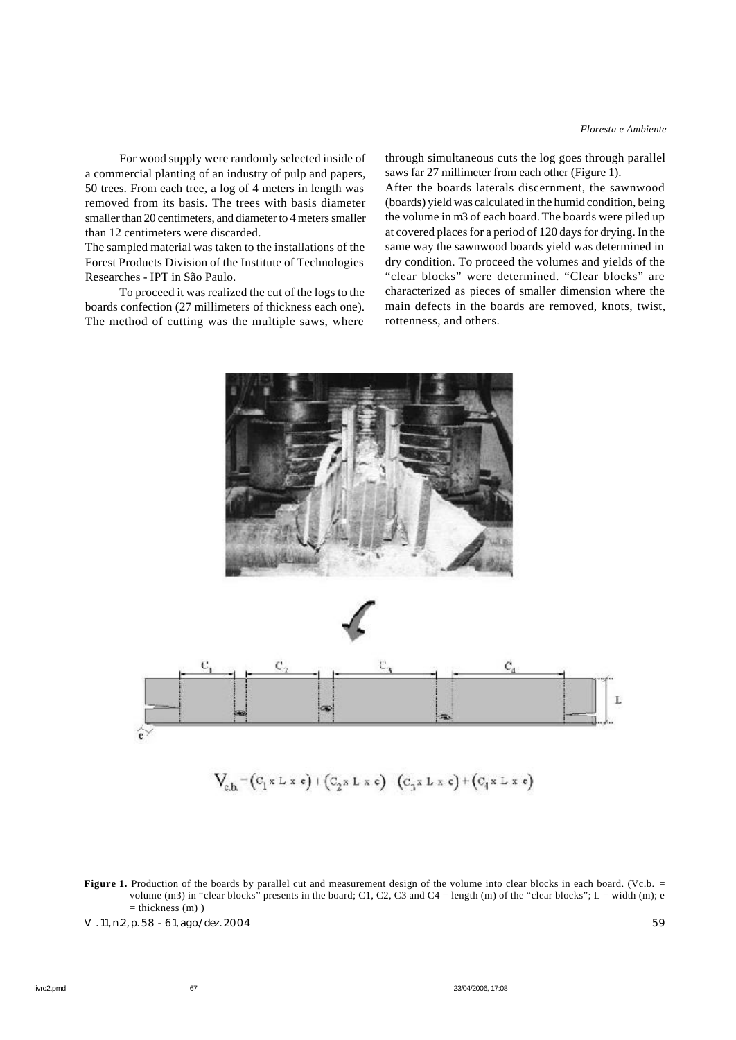For wood supply were randomly selected inside of a commercial planting of an industry of pulp and papers, 50 trees. From each tree, a log of 4 meters in length was removed from its basis. The trees with basis diameter smaller than 20 centimeters, and diameter to 4 meters smaller than 12 centimeters were discarded.

The sampled material was taken to the installations of the Forest Products Division of the Institute of Technologies Researches - IPT in São Paulo.

To proceed it was realized the cut of the logs to the boards confection (27 millimeters of thickness each one). The method of cutting was the multiple saws, where through simultaneous cuts the log goes through parallel saws far 27 millimeter from each other (Figure 1).

After the boards laterals discernment, the sawnwood (boards) yield was calculated in the humid condition, being the volume in m3 of each board. The boards were piled up at covered places for a period of 120 days for drying. In the same way the sawnwood boards yield was determined in dry condition. To proceed the volumes and yields of the "clear blocks" were determined. "Clear blocks" are characterized as pieces of smaller dimension where the main defects in the boards are removed, knots, twist, rottenness, and others.

$$V_{c.b.} = (C_1 \times L \times e) + (C_2 \times L \times e) + (C_3 \times L \times e) + (C_4 \times L \times e)$$

**Figure 1.** Production of the boards by parallel cut and measurement design of the volume into clear blocks in each board. (Vc.b. = volume (m3) in "clear blocks" presents in the board; C1, C2, C3 and C4 = length (m) of the "clear blocks"; L = width (m); e = thickness (m) )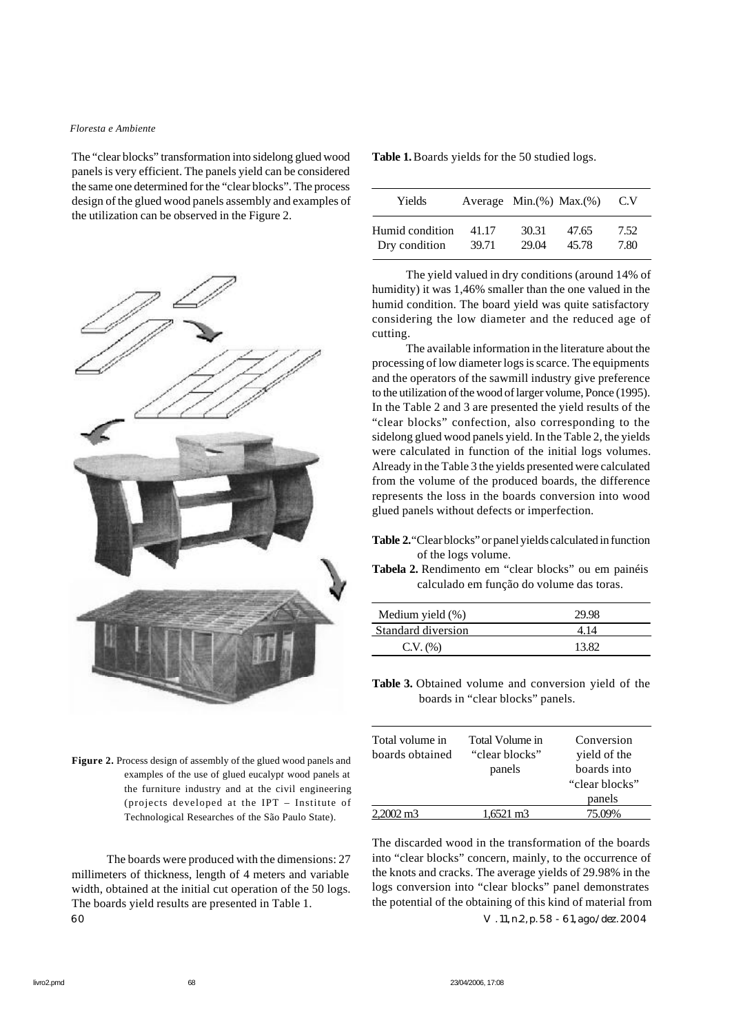The "clear blocks" transformation into sidelong glued wood panels is very efficient. The panels yield can be considered the same one determined for the "clear blocks". The process design of the glued wood panels assembly and examples of the utilization can be observed in the Figure 2.

**Figure 2.** Process design of assembly of the glued wood panels and examples of the use of glued eucalypt wood panels at the furniture industry and at the civil engineering (projects developed at the IPT – Institute of Technological Researches of the São Paulo State).

The boards were produced with the dimensions: 27 millimeters of thickness, length of 4 meters and variable width, obtained at the initial cut operation of the 50 logs. The boards yield results are presented in Table 1.

**Table 1.** Boards yields for the 50 studied logs.

| Yields | Average | Min.(%) | Max.(%) | C.V |
|---|---|---|---|---|
| Humid condition | 41.17 | 30.31 | 47.65 | 7.52 |
| Dry condition | 39.71 | 29.04 | 45.78 | 7.80 |

The yield valued in dry conditions (around 14% of humidity) it was 1,46% smaller than the one valued in the humid condition. The board yield was quite satisfactory considering the low diameter and the reduced age of cutting.

The available information in the literature about the processing of low diameter logs is scarce. The equipments and the operators of the sawmill industry give preference to the utilization of the wood of larger volume, Ponce (1995). In the Table 2 and 3 are presented the yield results of the "clear blocks" confection, also corresponding to the sidelong glued wood panels yield. In the Table 2, the yields were calculated in function of the initial logs volumes. Already in the Table 3 the yields presented were calculated from the volume of the produced boards, the difference represents the loss in the boards conversion into wood glued panels without defects or imperfection.

**Table 2.** "Clear blocks" or panel yields calculated in function of the logs volume.

**Tabela 2.** Rendimento em "clear blocks" ou em painéis calculado em função do volume das toras.

| | |
|---|---|
| Medium yield (%) | 29.98 |
| Standard diversion | 4.14 |
| C.V. (%) | 13.82 |

**Table 3.** Obtained volume and conversion yield of the boards in "clear blocks" panels.

| Total volume in boards obtained | Total Volume in "clear blocks" panels | Conversion yield of the boards into "clear blocks" panels |
|---|---|---|
| 2,2002 m3 | 1,6521 m3 | 75.09% |

The discarded wood in the transformation of the boards into "clear blocks" concern, mainly, to the occurrence of the knots and cracks. The average yields of 29.98% in the logs conversion into "clear blocks" panel demonstrates the potential of the obtaining of this kind of material from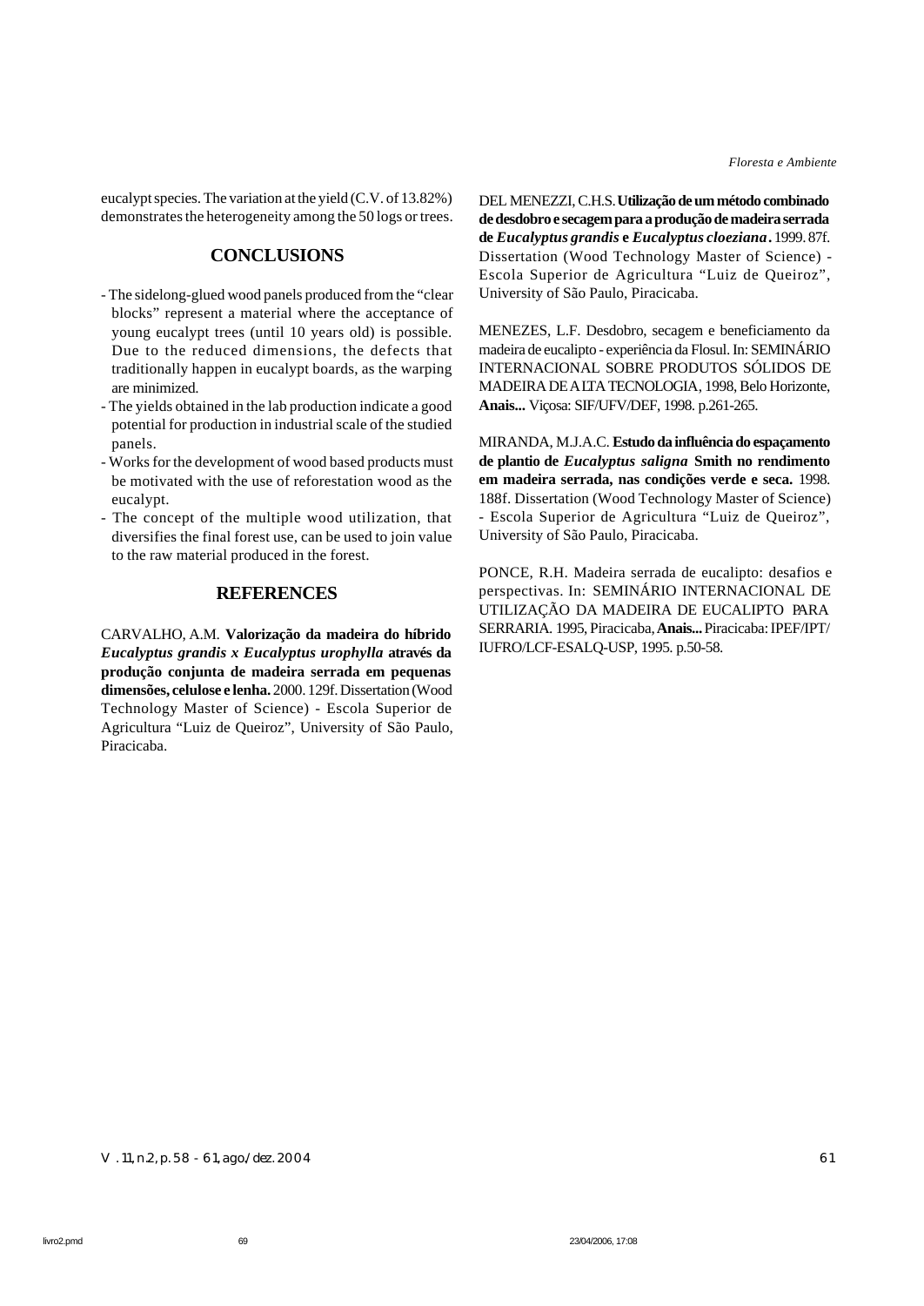eucalypt species. The variation at the yield (C.V. of 13.82%) demonstrates the heterogeneity among the 50 logs or trees.

## CONCLUSIONS

- The sidelong-glued wood panels produced from the "clear blocks" represent a material where the acceptance of young eucalypt trees (until 10 years old) is possible. Due to the reduced dimensions, the defects that traditionally happen in eucalypt boards, as the warping are minimized.
- The yields obtained in the lab production indicate a good potential for production in industrial scale of the studied panels.
- Works for the development of wood based products must be motivated with the use of reforestation wood as the eucalypt.
- The concept of the multiple wood utilization, that diversifies the final forest use, can be used to join value to the raw material produced in the forest.

## REFERENCES

CARVALHO, A.M. **Valorização da madeira do híbrido *Eucalyptus grandis x Eucalyptus urophylla* através da produção conjunta de madeira serrada em pequenas dimensões, celulose e lenha.** 2000. 129f. Dissertation (Wood Technology Master of Science) - Escola Superior de Agricultura "Luiz de Queiroz", University of São Paulo, Piracicaba.

DEL MENEZZI, C.H.S. **Utilização de um método combinado de desdobro e secagem para a produção de madeira serrada de *Eucalyptus grandis* e *Eucalyptus cloeziana*.** 1999. 87f. Dissertation (Wood Technology Master of Science) - Escola Superior de Agricultura "Luiz de Queiroz", University of São Paulo, Piracicaba.

MENEZES, L.F. Desdobro, secagem e beneficiamento da madeira de eucalipto - experiência da Flosul. In: SEMINÁRIO INTERNACIONAL SOBRE PRODUTOS SÓLIDOS DE MADEIRA DE ALTA TECNOLOGIA, 1998, Belo Horizonte, **Anais...** Viçosa: SIF/UFV/DEF, 1998. p.261-265.

MIRANDA, M.J.A.C. **Estudo da influência do espaçamento de plantio de *Eucalyptus saligna* Smith no rendimento em madeira serrada, nas condições verde e seca.** 1998. 188f. Dissertation (Wood Technology Master of Science) - Escola Superior de Agricultura "Luiz de Queiroz", University of São Paulo, Piracicaba.

PONCE, R.H. Madeira serrada de eucalipto: desafios e perspectivas. In: SEMINÁRIO INTERNACIONAL DE UTILIZAÇÃO DA MADEIRA DE EUCALIPTO PARA SERRARIA. 1995, Piracicaba, **Anais...** Piracicaba: IPEF/IPT/IUFRO/LCF-ESALQ-USP, 1995. p.50-58.